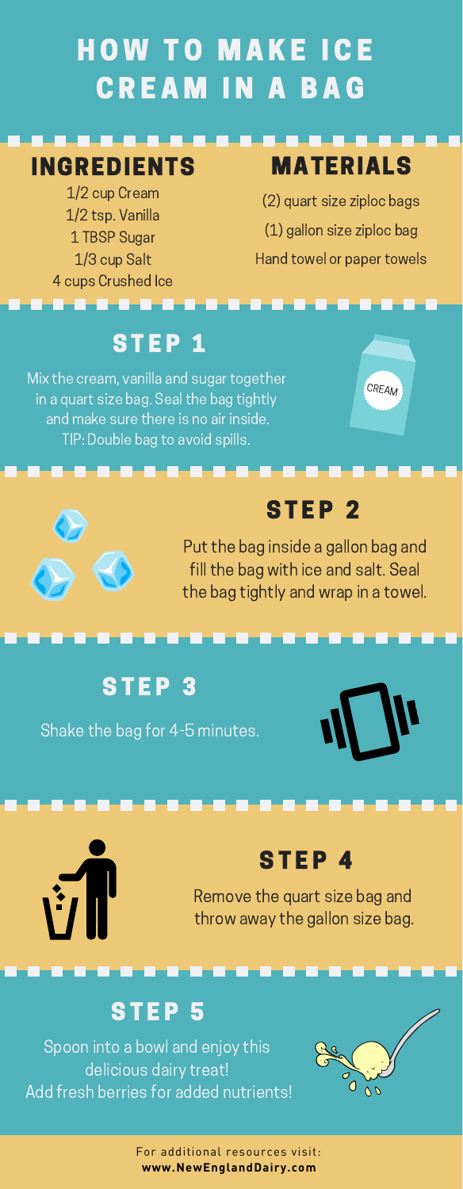# HOW TO MAKE ICE CREAM IN A BAG

## INGREDIENTS

- 1/2 cup Cream
- 1/2 tsp. Vanilla
- 1 TBSP Sugar
- 1/3 cup Salt
- 4 cups Crushed Ice

## MATERIALS

- (2) quart size ziploc bags
- (1) gallon size ziploc bag
- Hand towel or paper towels

## STEP 1

Mix the cream, vanilla and sugar together in a quart size bag. Seal the bag tightly and make sure there is no air inside.
TIP: Double bag to avoid spills.

## STEP 2

Put the bag inside a gallon bag and fill the bag with ice and salt. Seal the bag tightly and wrap in a towel.

## STEP 3

Shake the bag for 4-5 minutes.

## STEP 4

Remove the quart size bag and throw away the gallon size bag.

## STEP 5

Spoon into a bowl and enjoy this delicious dairy treat!
Add fresh berries for added nutrients!

For additional resources visit:
**www.NewEnglandDairy.com**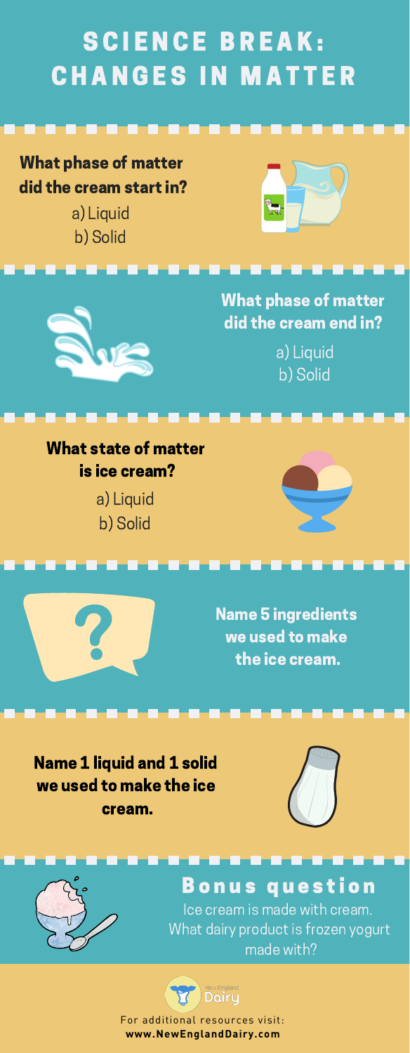# SCIENCE BREAK: CHANGES IN MATTER

**What phase of matter did the cream start in?**

a) Liquid
b) Solid

**What phase of matter did the cream end in?**

a) Liquid
b) Solid

**What state of matter is ice cream?**

a) Liquid
b) Solid

**Name 5 ingredients we used to make the ice cream.**

**Name 1 liquid and 1 solid we used to make the ice cream.**

## Bonus question

Ice cream is made with cream. What dairy product is frozen yogurt made with?

New England Dairy

For additional resources visit:
**www.NewEnglandDairy.com**